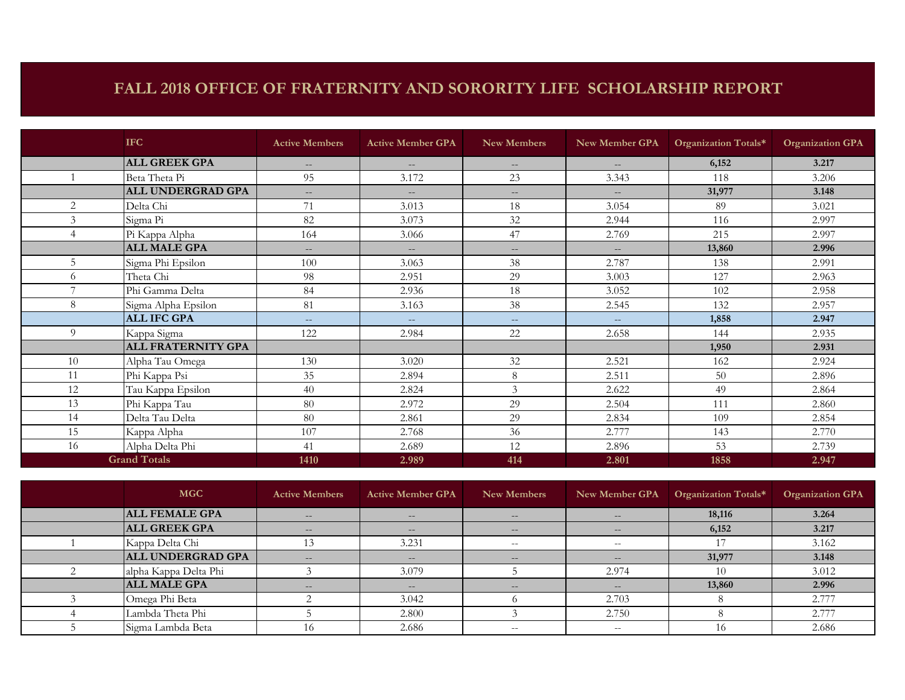# FALL 2018 OFFICE OF FRATERNITY AND SORORITY LIFE SCHOLARSHIP REPORT

| | IFC | Active Members | Active Member GPA | New Members | New Member GPA | Organization Totals* | Organization GPA |
|---|---|---|---|---|---|---|---|
| | **ALL GREEK GPA** | -- | -- | -- | -- | **6,152** | **3.217** |
| 1 | Beta Theta Pi | 95 | 3.172 | 23 | 3.343 | 118 | 3.206 |
| | **ALL UNDERGRAD GPA** | -- | -- | -- | -- | **31,977** | **3.148** |
| 2 | Delta Chi | 71 | 3.013 | 18 | 3.054 | 89 | 3.021 |
| 3 | Sigma Pi | 82 | 3.073 | 32 | 2.944 | 116 | 2.997 |
| 4 | Pi Kappa Alpha | 164 | 3.066 | 47 | 2.769 | 215 | 2.997 |
| | **ALL MALE GPA** | -- | -- | -- | -- | **13,860** | **2.996** |
| 5 | Sigma Phi Epsilon | 100 | 3.063 | 38 | 2.787 | 138 | 2.991 |
| 6 | Theta Chi | 98 | 2.951 | 29 | 3.003 | 127 | 2.963 |
| 7 | Phi Gamma Delta | 84 | 2.936 | 18 | 3.052 | 102 | 2.958 |
| 8 | Sigma Alpha Epsilon | 81 | 3.163 | 38 | 2.545 | 132 | 2.957 |
| | **ALL IFC GPA** | -- | -- | -- | -- | **1,858** | **2.947** |
| 9 | Kappa Sigma | 122 | 2.984 | 22 | 2.658 | 144 | 2.935 |
| | **ALL FRATERNITY GPA** | | | | | **1,950** | **2.931** |
| 10 | Alpha Tau Omega | 130 | 3.020 | 32 | 2.521 | 162 | 2.924 |
| 11 | Phi Kappa Psi | 35 | 2.894 | 8 | 2.511 | 50 | 2.896 |
| 12 | Tau Kappa Epsilon | 40 | 2.824 | 3 | 2.622 | 49 | 2.864 |
| 13 | Phi Kappa Tau | 80 | 2.972 | 29 | 2.504 | 111 | 2.860 |
| 14 | Delta Tau Delta | 80 | 2.861 | 29 | 2.834 | 109 | 2.854 |
| 15 | Kappa Alpha | 107 | 2.768 | 36 | 2.777 | 143 | 2.770 |
| 16 | Alpha Delta Phi | 41 | 2.689 | 12 | 2.896 | 53 | 2.739 |
| **Grand Totals** | | **1410** | **2.989** | **414** | **2.801** | **1858** | **2.947** |

| | MGC | Active Members | Active Member GPA | New Members | New Member GPA | Organization Totals* | Organization GPA |
|---|---|---|---|---|---|---|---|
| | **ALL FEMALE GPA** | -- | -- | -- | -- | **18,116** | **3.264** |
| | **ALL GREEK GPA** | -- | -- | -- | -- | **6,152** | **3.217** |
| 1 | Kappa Delta Chi | 13 | 3.231 | -- | -- | 17 | 3.162 |
| | **ALL UNDERGRAD GPA** | -- | -- | -- | -- | **31,977** | **3.148** |
| 2 | alpha Kappa Delta Phi | 3 | 3.079 | 5 | 2.974 | 10 | 3.012 |
| | **ALL MALE GPA** | -- | -- | -- | -- | **13,860** | **2.996** |
| 3 | Omega Phi Beta | 2 | 3.042 | 6 | 2.703 | 8 | 2.777 |
| 4 | Lambda Theta Phi | 5 | 2.800 | 3 | 2.750 | 8 | 2.777 |
| 5 | Sigma Lambda Beta | 16 | 2.686 | -- | -- | 16 | 2.686 |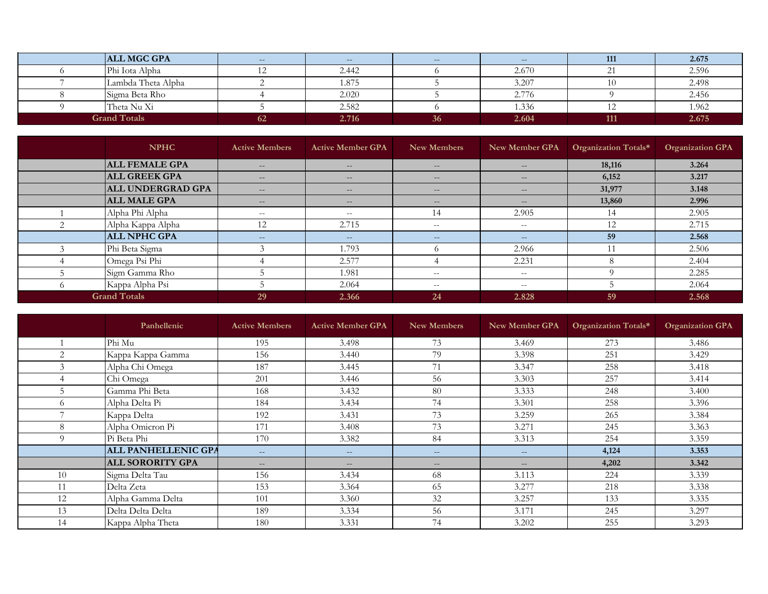| | | | | | | | |
|---|---|---|---|---|---|---|---|
| | **ALL MGC GPA** | -- | -- | -- | -- | **111** | **2.675** |
| 6 | Phi Iota Alpha | 12 | 2.442 | 6 | 2.670 | 21 | 2.596 |
| 7 | Lambda Theta Alpha | 2 | 1.875 | 5 | 3.207 | 10 | 2.498 |
| 8 | Sigma Beta Rho | 4 | 2.020 | 5 | 2.776 | 9 | 2.456 |
| 9 | Theta Nu Xi | 5 | 2.582 | 6 | 1.336 | 12 | 1.962 |
| **Grand Totals** | | **62** | **2.716** | **36** | **2.604** | **111** | **2.675** |

| | NPHC | Active Members | Active Member GPA | New Members | New Member GPA | Organization Totals* | Organization GPA |
|---|---|---|---|---|---|---|---|
| | **ALL FEMALE GPA** | -- | -- | -- | -- | **18,116** | **3.264** |
| | **ALL GREEK GPA** | -- | -- | -- | -- | **6,152** | **3.217** |
| | **ALL UNDERGRAD GPA** | -- | -- | -- | -- | **31,977** | **3.148** |
| | **ALL MALE GPA** | -- | -- | -- | -- | **13,860** | **2.996** |
| 1 | Alpha Phi Alpha | -- | -- | 14 | 2.905 | 14 | 2.905 |
| 2 | Alpha Kappa Alpha | 12 | 2.715 | -- | -- | 12 | 2.715 |
| | **ALL NPHC GPA** | -- | -- | -- | -- | **59** | **2.568** |
| 3 | Phi Beta Sigma | 3 | 1.793 | 6 | 2.966 | 11 | 2.506 |
| 4 | Omega Psi Phi | 4 | 2.577 | 4 | 2.231 | 8 | 2.404 |
| 5 | Sigm Gamma Rho | 5 | 1.981 | -- | -- | 9 | 2.285 |
| 6 | Kappa Alpha Psi | 5 | 2.064 | -- | -- | 5 | 2.064 |
| **Grand Totals** | | **29** | **2.366** | **24** | **2.828** | **59** | **2.568** |

| | Panhellenic | Active Members | Active Member GPA | New Members | New Member GPA | Organization Totals* | Organization GPA |
|---|---|---|---|---|---|---|---|
| 1 | Phi Mu | 195 | 3.498 | 73 | 3.469 | 273 | 3.486 |
| 2 | Kappa Kappa Gamma | 156 | 3.440 | 79 | 3.398 | 251 | 3.429 |
| 3 | Alpha Chi Omega | 187 | 3.445 | 71 | 3.347 | 258 | 3.418 |
| 4 | Chi Omega | 201 | 3.446 | 56 | 3.303 | 257 | 3.414 |
| 5 | Gamma Phi Beta | 168 | 3.432 | 80 | 3.333 | 248 | 3.400 |
| 6 | Alpha Delta Pi | 184 | 3.434 | 74 | 3.301 | 258 | 3.396 |
| 7 | Kappa Delta | 192 | 3.431 | 73 | 3.259 | 265 | 3.384 |
| 8 | Alpha Omicron Pi | 171 | 3.408 | 73 | 3.271 | 245 | 3.363 |
| 9 | Pi Beta Phi | 170 | 3.382 | 84 | 3.313 | 254 | 3.359 |
| | **ALL PANHELLENIC GPA** | -- | -- | -- | -- | **4,124** | **3.353** |
| | **ALL SORORITY GPA** | -- | -- | -- | -- | **4,202** | **3.342** |
| 10 | Sigma Delta Tau | 156 | 3.434 | 68 | 3.113 | 224 | 3.339 |
| 11 | Delta Zeta | 153 | 3.364 | 65 | 3.277 | 218 | 3.338 |
| 12 | Alpha Gamma Delta | 101 | 3.360 | 32 | 3.257 | 133 | 3.335 |
| 13 | Delta Delta Delta | 189 | 3.334 | 56 | 3.171 | 245 | 3.297 |
| 14 | Kappa Alpha Theta | 180 | 3.331 | 74 | 3.202 | 255 | 3.293 |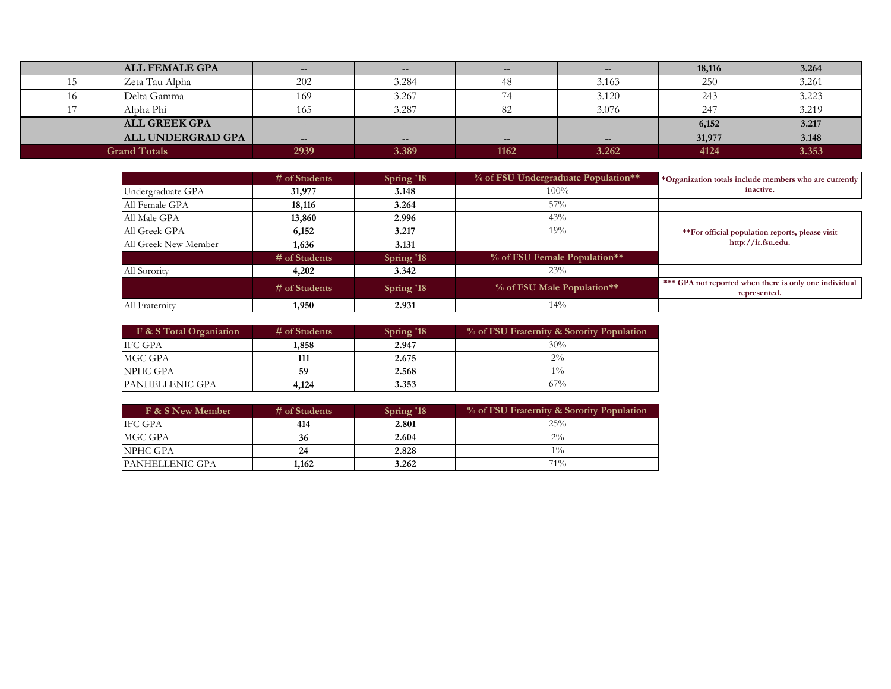| | | | | | | | |
|---|---|---|---|---|---|---|---|
| | **ALL FEMALE GPA** | -- | -- | -- | -- | **18,116** | **3.264** |
| 15 | Zeta Tau Alpha | 202 | 3.284 | 48 | 3.163 | 250 | 3.261 |
| 16 | Delta Gamma | 169 | 3.267 | 74 | 3.120 | 243 | 3.223 |
| 17 | Alpha Phi | 165 | 3.287 | 82 | 3.076 | 247 | 3.219 |
| | **ALL GREEK GPA** | -- | -- | -- | -- | **6,152** | **3.217** |
| | **ALL UNDERGRAD GPA** | -- | -- | -- | -- | **31,977** | **3.148** |
| **Grand Totals** | | **2939** | **3.389** | **1162** | **3.262** | **4124** | **3.353** |

| | # of Students | Spring '18 | % of FSU Undergraduate Population** |
|---|---|---|---|
| Undergraduate GPA | **31,977** | **3.148** | 100% |
| All Female GPA | **18,116** | **3.264** | 57% |
| All Male GPA | **13,860** | **2.996** | 43% |
| All Greek GPA | **6,152** | **3.217** | 19% |
| All Greek New Member | **1,636** | **3.131** | |
| | **# of Students** | **Spring '18** | **% of FSU Female Population**** |
| All Sorority | **4,202** | **3.342** | 23% |
| | **# of Students** | **Spring '18** | **% of FSU Male Population**** |
| All Fraternity | **1,950** | **2.931** | 14% |

*Organization totals include members who are currently inactive.

**For official population reports, please visit http://ir.fsu.edu.

*** GPA not reported when there is only one individual represented.

| F & S Total Organiation | # of Students | Spring '18 | % of FSU Fraternity & Sorority Population |
|---|---|---|---|
| IFC GPA | **1,858** | **2.947** | 30% |
| MGC GPA | **111** | **2.675** | 2% |
| NPHC GPA | **59** | **2.568** | 1% |
| PANHELLENIC GPA | **4,124** | **3.353** | 67% |

| F & S New Member | # of Students | Spring '18 | % of FSU Fraternity & Sorority Population |
|---|---|---|---|
| IFC GPA | **414** | **2.801** | 25% |
| MGC GPA | **36** | **2.604** | 2% |
| NPHC GPA | **24** | **2.828** | 1% |
| PANHELLENIC GPA | **1,162** | **3.262** | 71% |